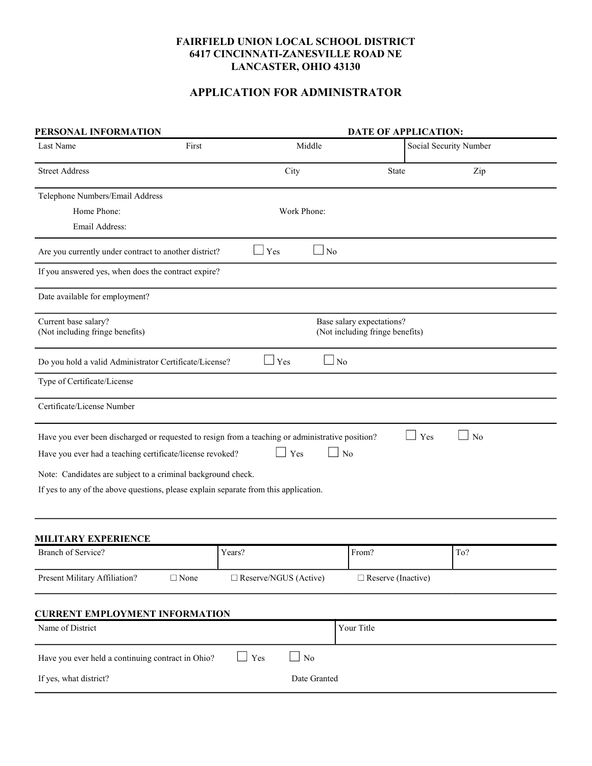**FAIRFIELD UNION LOCAL SCHOOL DISTRICT**
**6417 CINCINNATI-ZANESVILLE ROAD NE**
**LANCASTER, OHIO 43130**

# APPLICATION FOR ADMINISTRATOR

**PERSONAL INFORMATION** **DATE OF APPLICATION:**

| Last Name | First | Middle | Social Security Number |
|---|---|---|---|
| | | | |

| Street Address | City | State | Zip |
|---|---|---|---|
| | | | |

Telephone Numbers/Email Address

Home Phone: Work Phone:

Email Address:

Are you currently under contract to another district? ☐ Yes ☐ No

If you answered yes, when does the contract expire?

Date available for employment?

Current base salary?
(Not including fringe benefits)

Base salary expectations?
(Not including fringe benefits)

Do you hold a valid Administrator Certificate/License? ☐ Yes ☐ No

Type of Certificate/License

Certificate/License Number

Have you ever been discharged or requested to resign from a teaching or administrative position? ☐ Yes ☐ No

Have you ever had a teaching certificate/license revoked? ☐ Yes ☐ No

Note: Candidates are subject to a criminal background check.

If yes to any of the above questions, please explain separate from this application.

## MILITARY EXPERIENCE

| Branch of Service? | Years? | From? | To? |
|---|---|---|---|
| | | | |

Present Military Affiliation? ☐ None ☐ Reserve/NGUS (Active) ☐ Reserve (Inactive)

## CURRENT EMPLOYMENT INFORMATION

| Name of District | Your Title |
|---|---|
| | |

Have you ever held a continuing contract in Ohio? ☐ Yes ☐ No

If yes, what district? Date Granted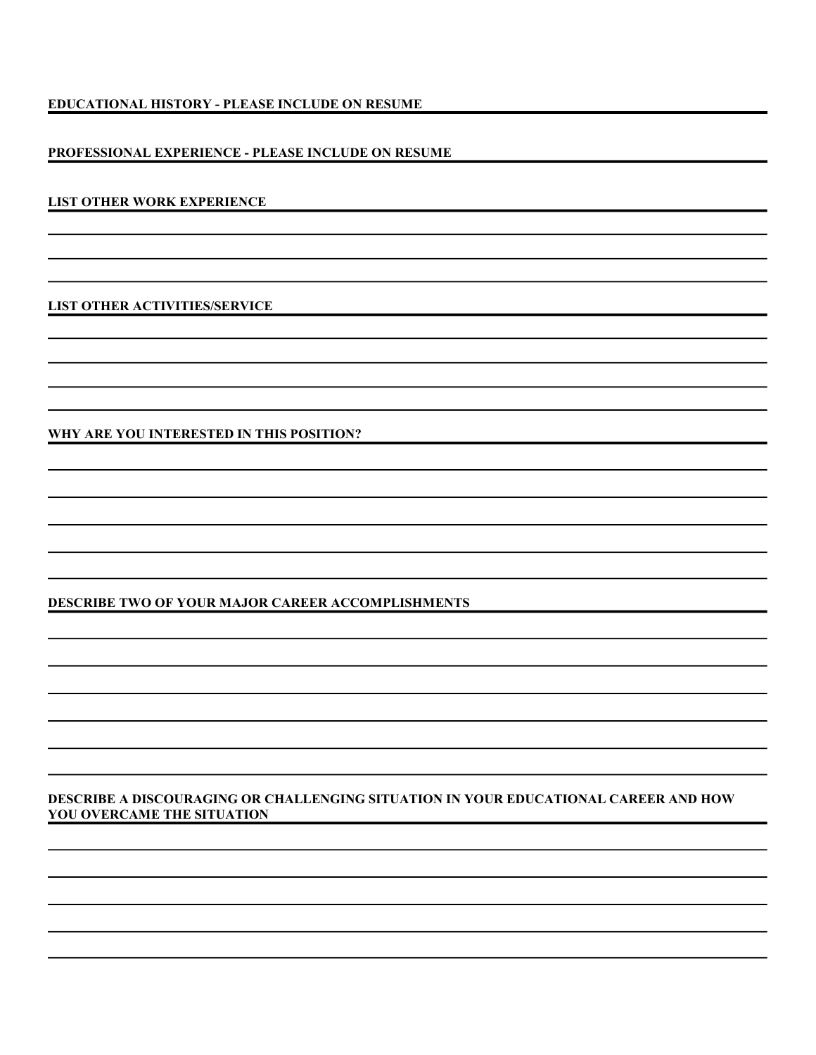**EDUCATIONAL HISTORY - PLEASE INCLUDE ON RESUME**

**PROFESSIONAL EXPERIENCE - PLEASE INCLUDE ON RESUME**

**LIST OTHER WORK EXPERIENCE**

**LIST OTHER ACTIVITIES/SERVICE**

**WHY ARE YOU INTERESTED IN THIS POSITION?**

**DESCRIBE TWO OF YOUR MAJOR CAREER ACCOMPLISHMENTS**

**DESCRIBE A DISCOURAGING OR CHALLENGING SITUATION IN YOUR EDUCATIONAL CAREER AND HOW YOU OVERCAME THE SITUATION**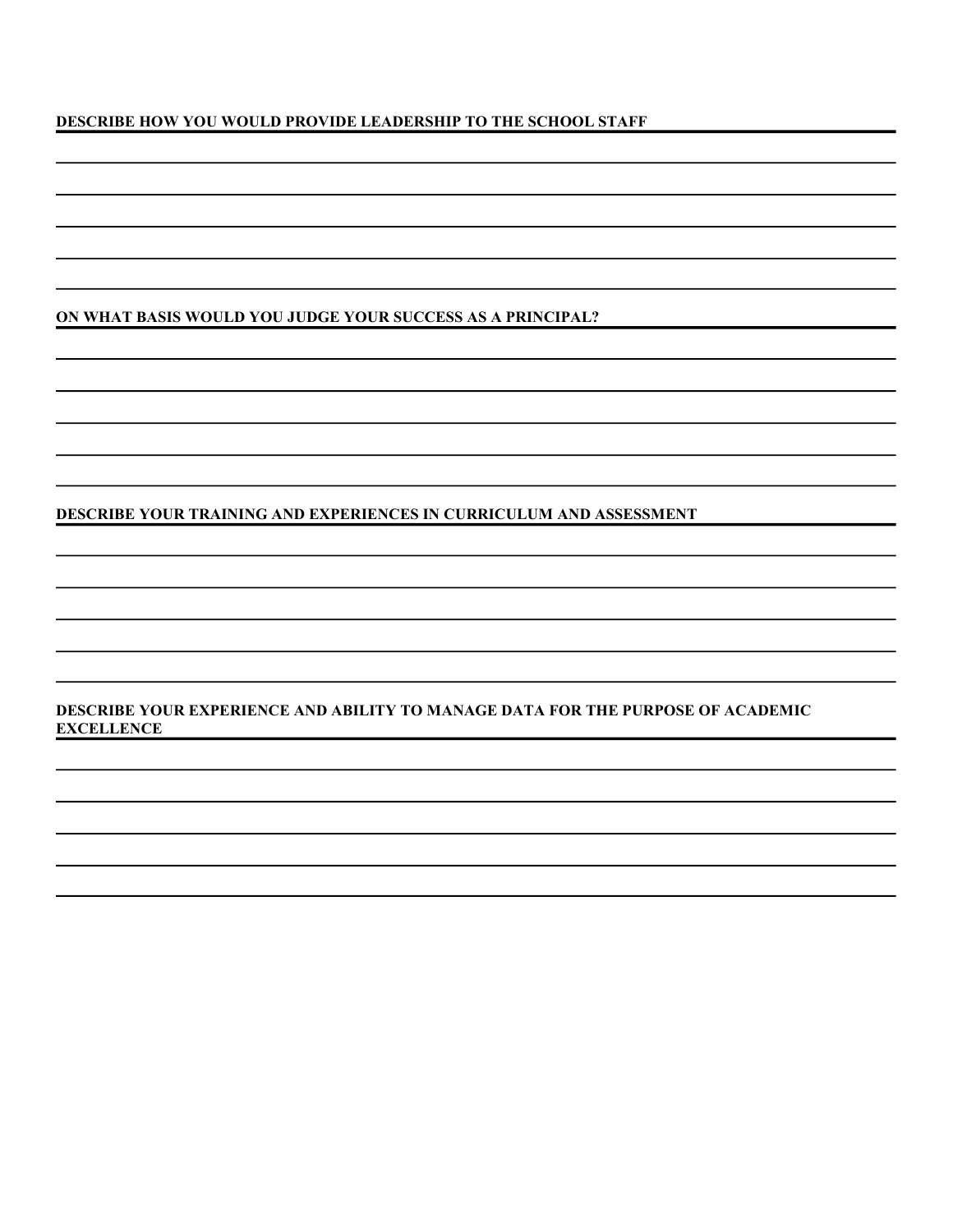**DESCRIBE HOW YOU WOULD PROVIDE LEADERSHIP TO THE SCHOOL STAFF**

**ON WHAT BASIS WOULD YOU JUDGE YOUR SUCCESS AS A PRINCIPAL?**

**DESCRIBE YOUR TRAINING AND EXPERIENCES IN CURRICULUM AND ASSESSMENT**

**DESCRIBE YOUR EXPERIENCE AND ABILITY TO MANAGE DATA FOR THE PURPOSE OF ACADEMIC EXCELLENCE**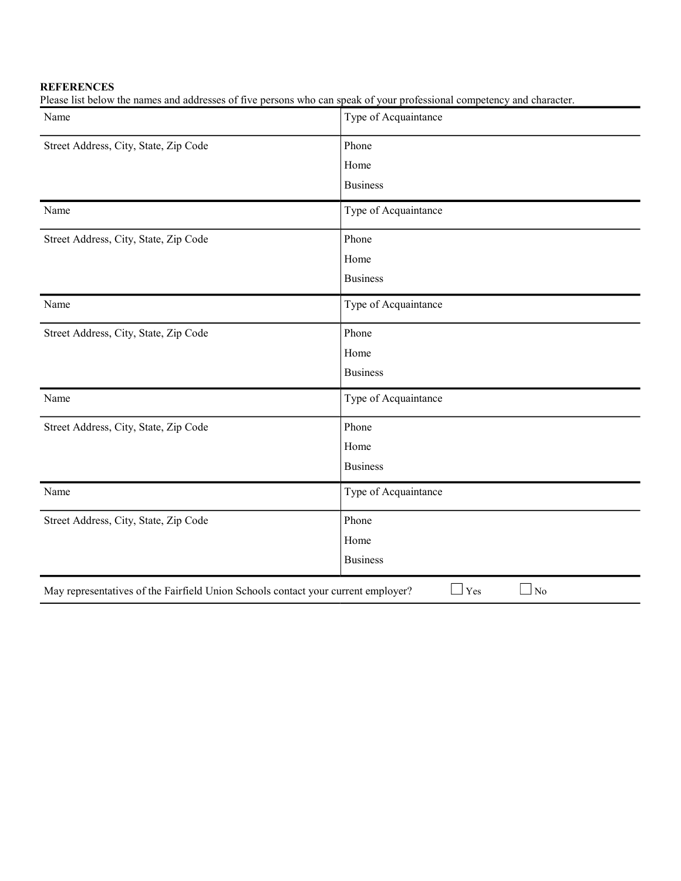**REFERENCES**

Please list below the names and addresses of five persons who can speak of your professional competency and character.

| Name | Type of Acquaintance |
|---|---|
| Street Address, City, State, Zip Code | Phone<br>Home<br>Business |
| Name | Type of Acquaintance |
| Street Address, City, State, Zip Code | Phone<br>Home<br>Business |
| Name | Type of Acquaintance |
| Street Address, City, State, Zip Code | Phone<br>Home<br>Business |
| Name | Type of Acquaintance |
| Street Address, City, State, Zip Code | Phone<br>Home<br>Business |
| Name | Type of Acquaintance |
| Street Address, City, State, Zip Code | Phone<br>Home<br>Business |

May representatives of the Fairfield Union Schools contact your current employer? ☐ Yes ☐ No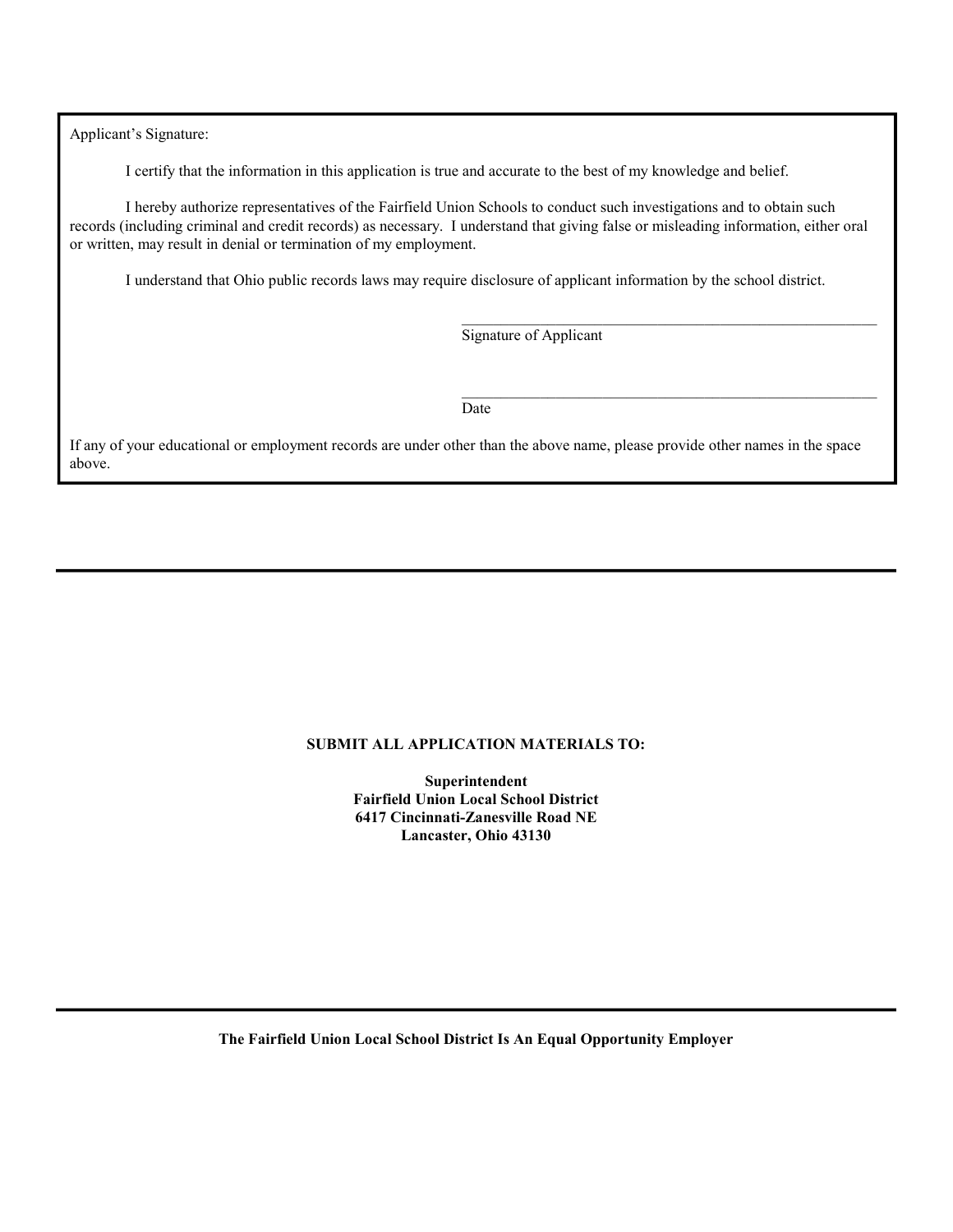Applicant's Signature:

I certify that the information in this application is true and accurate to the best of my knowledge and belief.

I hereby authorize representatives of the Fairfield Union Schools to conduct such investigations and to obtain such records (including criminal and credit records) as necessary. I understand that giving false or misleading information, either oral or written, may result in denial or termination of my employment.

I understand that Ohio public records laws may require disclosure of applicant information by the school district.

\_\_\_\_\_\_\_\_\_\_\_\_\_\_\_\_\_\_\_\_\_\_\_\_\_\_\_\_\_\_\_\_\_\_\_\_\_\_\_\_\_\_\_\_\_\_\_\_\_\_\_\_

Signature of Applicant

\_\_\_\_\_\_\_\_\_\_\_\_\_\_\_\_\_\_\_\_\_\_\_\_\_\_\_\_\_\_\_\_\_\_\_\_\_\_\_\_\_\_\_\_\_\_\_\_\_\_\_\_

Date

If any of your educational or employment records are under other than the above name, please provide other names in the space above.

---

**SUBMIT ALL APPLICATION MATERIALS TO:**

**Superintendent**
**Fairfield Union Local School District**
**6417 Cincinnati-Zanesville Road NE**
**Lancaster, Ohio 43130**

---

**The Fairfield Union Local School District Is An Equal Opportunity Employer**